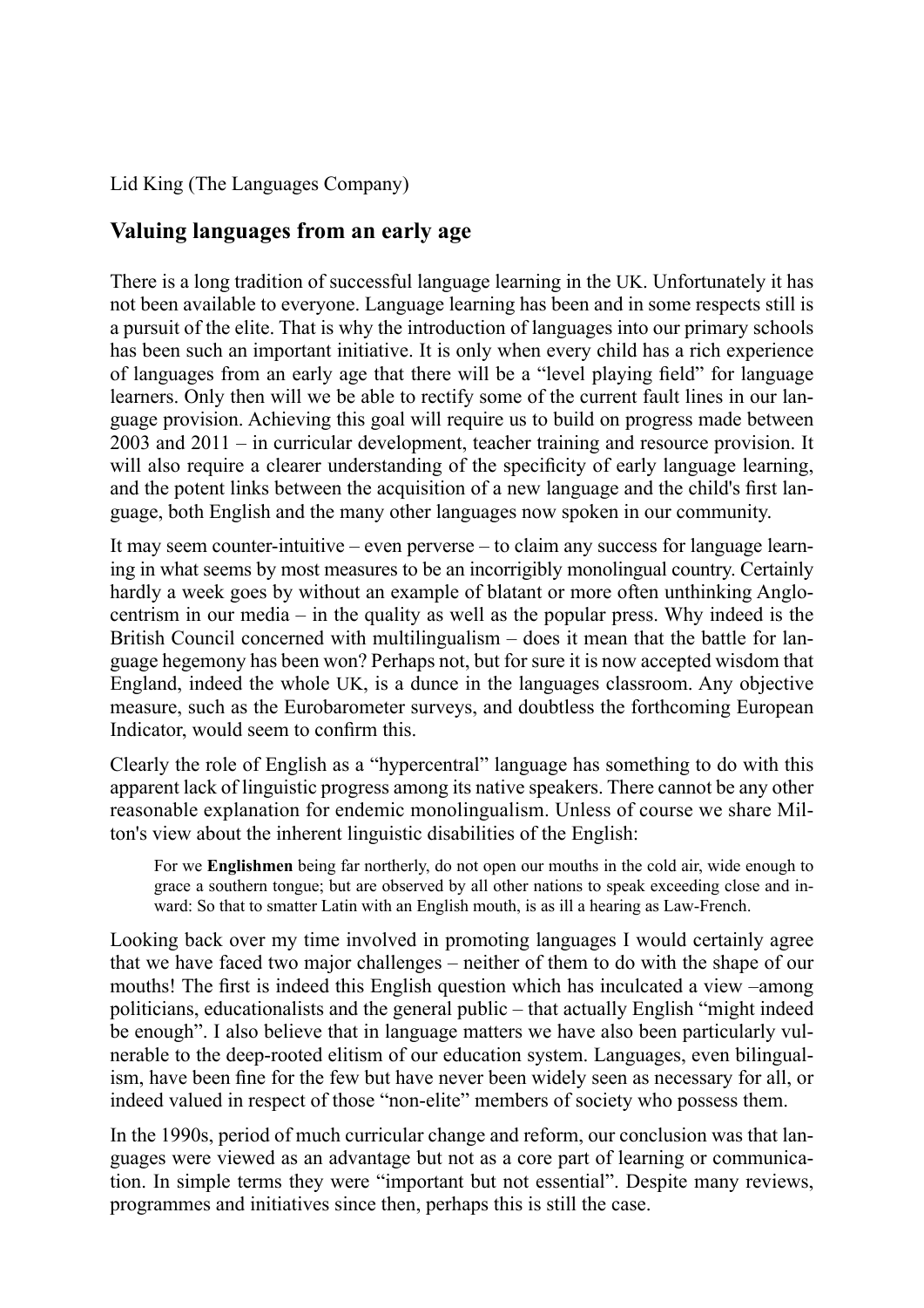Lid King (The Languages Company)

## Valuing languages from an early age

There is a long tradition of successful language learning in the UK. Unfortunately it has not been available to everyone. Language learning has been and in some respects still is a pursuit of the elite. That is why the introduction of languages into our primary schools has been such an important initiative. It is only when every child has a rich experience of languages from an early age that there will be a "level playing field" for language learners. Only then will we be able to rectify some of the current fault lines in our language provision. Achieving this goal will require us to build on progress made between 2003 and 2011 – in curricular development, teacher training and resource provision. It will also require a clearer understanding of the specificity of early language learning, and the potent links between the acquisition of a new language and the child's first language, both English and the many other languages now spoken in our community.

It may seem counter-intuitive – even perverse – to claim any success for language learning in what seems by most measures to be an incorrigibly monolingual country. Certainly hardly a week goes by without an example of blatant or more often unthinking Anglocentrism in our media – in the quality as well as the popular press. Why indeed is the British Council concerned with multilingualism – does it mean that the battle for language hegemony has been won? Perhaps not, but for sure it is now accepted wisdom that England, indeed the whole UK, is a dunce in the languages classroom. Any objective measure, such as the Eurobarometer surveys, and doubtless the forthcoming European Indicator, would seem to confirm this.

Clearly the role of English as a "hypercentral" language has something to do with this apparent lack of linguistic progress among its native speakers. There cannot be any other reasonable explanation for endemic monolingualism. Unless of course we share Milton's view about the inherent linguistic disabilities of the English:

> For we **Englishmen** being far northerly, do not open our mouths in the cold air, wide enough to grace a southern tongue; but are observed by all other nations to speak exceeding close and inward: So that to smatter Latin with an English mouth, is as ill a hearing as Law-French.

Looking back over my time involved in promoting languages I would certainly agree that we have faced two major challenges – neither of them to do with the shape of our mouths! The first is indeed this English question which has inculcated a view –among politicians, educationalists and the general public – that actually English "might indeed be enough". I also believe that in language matters we have also been particularly vulnerable to the deep-rooted elitism of our education system. Languages, even bilingualism, have been fine for the few but have never been widely seen as necessary for all, or indeed valued in respect of those "non-elite" members of society who possess them.

In the 1990s, period of much curricular change and reform, our conclusion was that languages were viewed as an advantage but not as a core part of learning or communication. In simple terms they were "important but not essential". Despite many reviews, programmes and initiatives since then, perhaps this is still the case.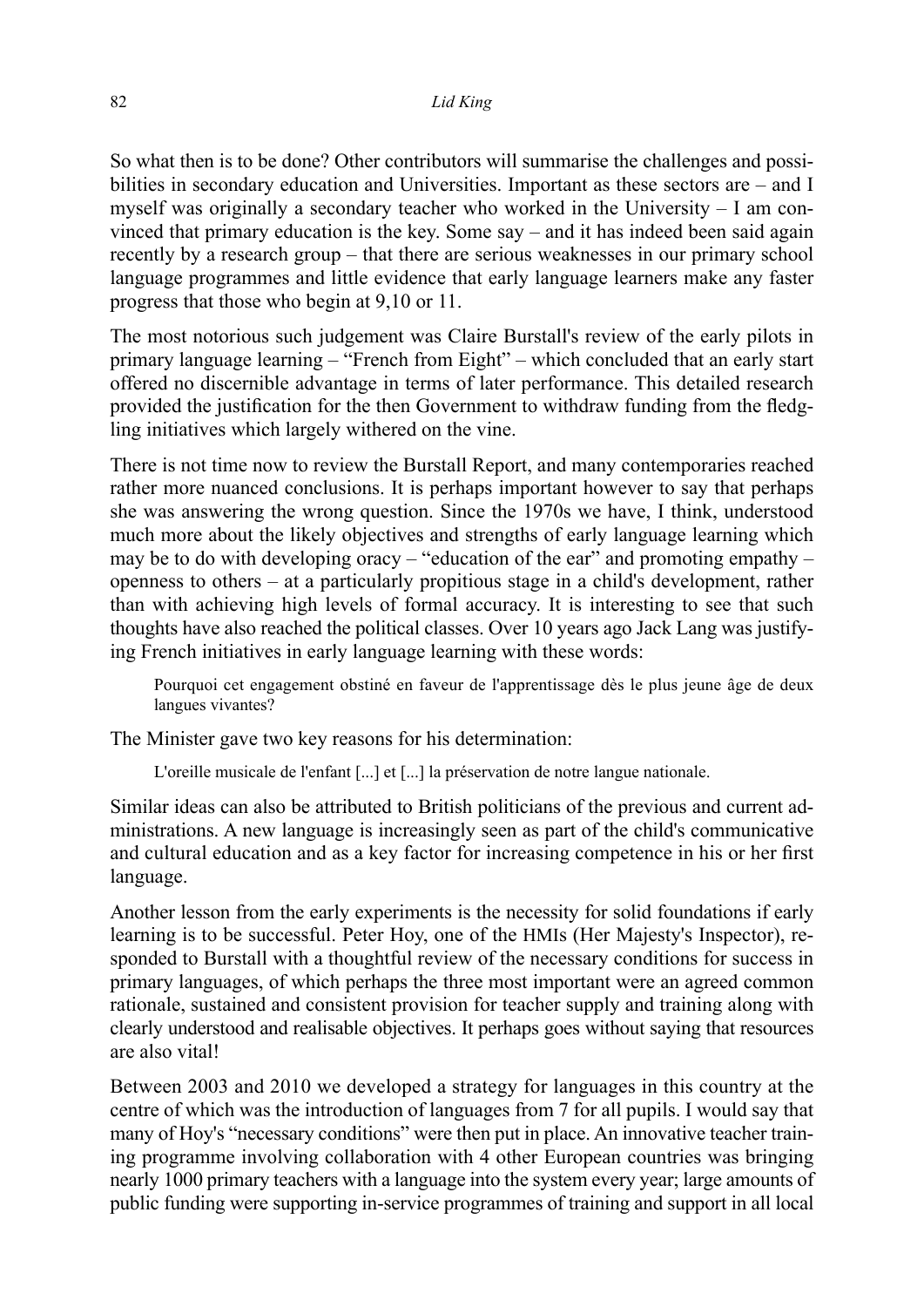So what then is to be done? Other contributors will summarise the challenges and possibilities in secondary education and Universities. Important as these sectors are – and I myself was originally a secondary teacher who worked in the University – I am convinced that primary education is the key. Some say – and it has indeed been said again recently by a research group – that there are serious weaknesses in our primary school language programmes and little evidence that early language learners make any faster progress that those who begin at 9,10 or 11.

The most notorious such judgement was Claire Burstall's review of the early pilots in primary language learning – "French from Eight" – which concluded that an early start offered no discernible advantage in terms of later performance. This detailed research provided the justification for the then Government to withdraw funding from the fledgling initiatives which largely withered on the vine.

There is not time now to review the Burstall Report, and many contemporaries reached rather more nuanced conclusions. It is perhaps important however to say that perhaps she was answering the wrong question. Since the 1970s we have, I think, understood much more about the likely objectives and strengths of early language learning which may be to do with developing oracy – "education of the ear" and promoting empathy – openness to others – at a particularly propitious stage in a child's development, rather than with achieving high levels of formal accuracy. It is interesting to see that such thoughts have also reached the political classes. Over 10 years ago Jack Lang was justifying French initiatives in early language learning with these words:

> Pourquoi cet engagement obstiné en faveur de l'apprentissage dès le plus jeune âge de deux langues vivantes?

The Minister gave two key reasons for his determination:

> L'oreille musicale de l'enfant [...] et [...] la préservation de notre langue nationale.

Similar ideas can also be attributed to British politicians of the previous and current administrations. A new language is increasingly seen as part of the child's communicative and cultural education and as a key factor for increasing competence in his or her first language.

Another lesson from the early experiments is the necessity for solid foundations if early learning is to be successful. Peter Hoy, one of the HMIs (Her Majesty's Inspector), responded to Burstall with a thoughtful review of the necessary conditions for success in primary languages, of which perhaps the three most important were an agreed common rationale, sustained and consistent provision for teacher supply and training along with clearly understood and realisable objectives. It perhaps goes without saying that resources are also vital!

Between 2003 and 2010 we developed a strategy for languages in this country at the centre of which was the introduction of languages from 7 for all pupils. I would say that many of Hoy's "necessary conditions" were then put in place. An innovative teacher training programme involving collaboration with 4 other European countries was bringing nearly 1000 primary teachers with a language into the system every year; large amounts of public funding were supporting in-service programmes of training and support in all local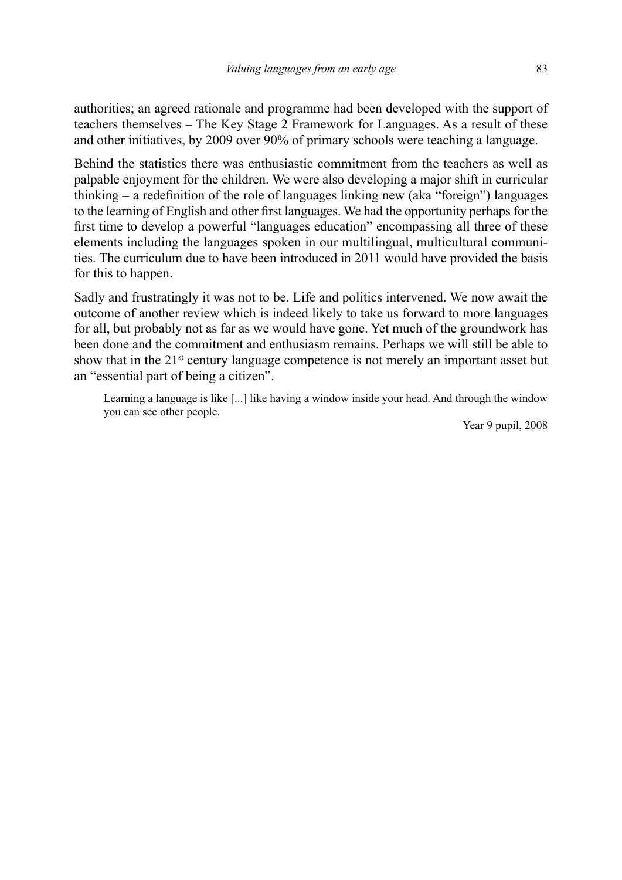authorities; an agreed rationale and programme had been developed with the support of teachers themselves – The Key Stage 2 Framework for Languages. As a result of these and other initiatives, by 2009 over 90% of primary schools were teaching a language.

Behind the statistics there was enthusiastic commitment from the teachers as well as palpable enjoyment for the children. We were also developing a major shift in curricular thinking – a redefinition of the role of languages linking new (aka "foreign") languages to the learning of English and other first languages. We had the opportunity perhaps for the first time to develop a powerful "languages education" encompassing all three of these elements including the languages spoken in our multilingual, multicultural communities. The curriculum due to have been introduced in 2011 would have provided the basis for this to happen.

Sadly and frustratingly it was not to be. Life and politics intervened. We now await the outcome of another review which is indeed likely to take us forward to more languages for all, but probably not as far as we would have gone. Yet much of the groundwork has been done and the commitment and enthusiasm remains. Perhaps we will still be able to show that in the 21st century language competence is not merely an important asset but an "essential part of being a citizen".

> Learning a language is like [...] like having a window inside your head. And through the window you can see other people.
>
> Year 9 pupil, 2008